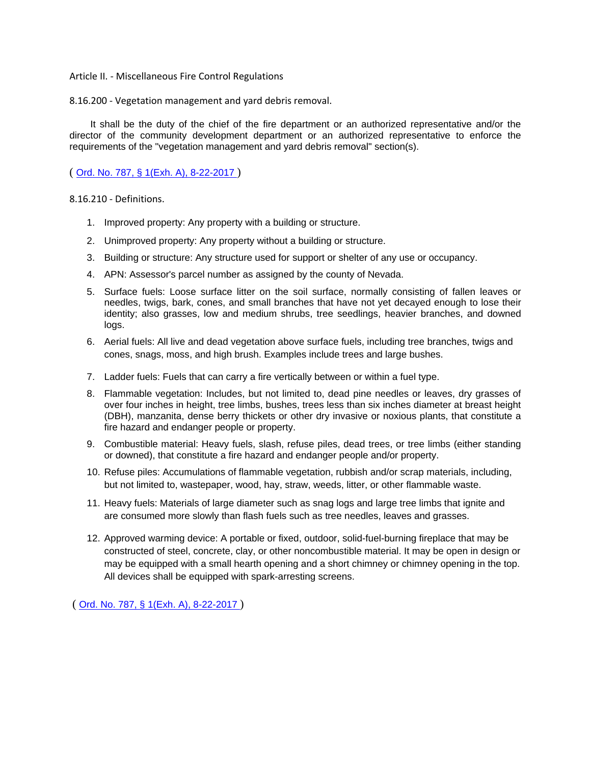# Article II. - Miscellaneous Fire Control Regulations

## 8.16.200 - Vegetation management and yard debris removal.

It shall be the duty of the chief of the fire department or an authorized representative and/or the director of the community development department or an authorized representative to enforce the requirements of the "vegetation management and yard debris removal" section(s).

( Ord. No. 787, § 1(Exh. A), 8-22-2017 )

## 8.16.210 - Definitions.

1. Improved property: Any property with a building or structure.
2. Unimproved property: Any property without a building or structure.
3. Building or structure: Any structure used for support or shelter of any use or occupancy.
4. APN: Assessor's parcel number as assigned by the county of Nevada.
5. Surface fuels: Loose surface litter on the soil surface, normally consisting of fallen leaves or needles, twigs, bark, cones, and small branches that have not yet decayed enough to lose their identity; also grasses, low and medium shrubs, tree seedlings, heavier branches, and downed logs.
6. Aerial fuels: All live and dead vegetation above surface fuels, including tree branches, twigs and cones, snags, moss, and high brush. Examples include trees and large bushes.
7. Ladder fuels: Fuels that can carry a fire vertically between or within a fuel type.
8. Flammable vegetation: Includes, but not limited to, dead pine needles or leaves, dry grasses of over four inches in height, tree limbs, bushes, trees less than six inches diameter at breast height (DBH), manzanita, dense berry thickets or other dry invasive or noxious plants, that constitute a fire hazard and endanger people or property.
9. Combustible material: Heavy fuels, slash, refuse piles, dead trees, or tree limbs (either standing or downed), that constitute a fire hazard and endanger people and/or property.
10. Refuse piles: Accumulations of flammable vegetation, rubbish and/or scrap materials, including, but not limited to, wastepaper, wood, hay, straw, weeds, litter, or other flammable waste.
11. Heavy fuels: Materials of large diameter such as snag logs and large tree limbs that ignite and are consumed more slowly than flash fuels such as tree needles, leaves and grasses.
12. Approved warming device: A portable or fixed, outdoor, solid-fuel-burning fireplace that may be constructed of steel, concrete, clay, or other noncombustible material. It may be open in design or may be equipped with a small hearth opening and a short chimney or chimney opening in the top. All devices shall be equipped with spark-arresting screens.

( Ord. No. 787, § 1(Exh. A), 8-22-2017 )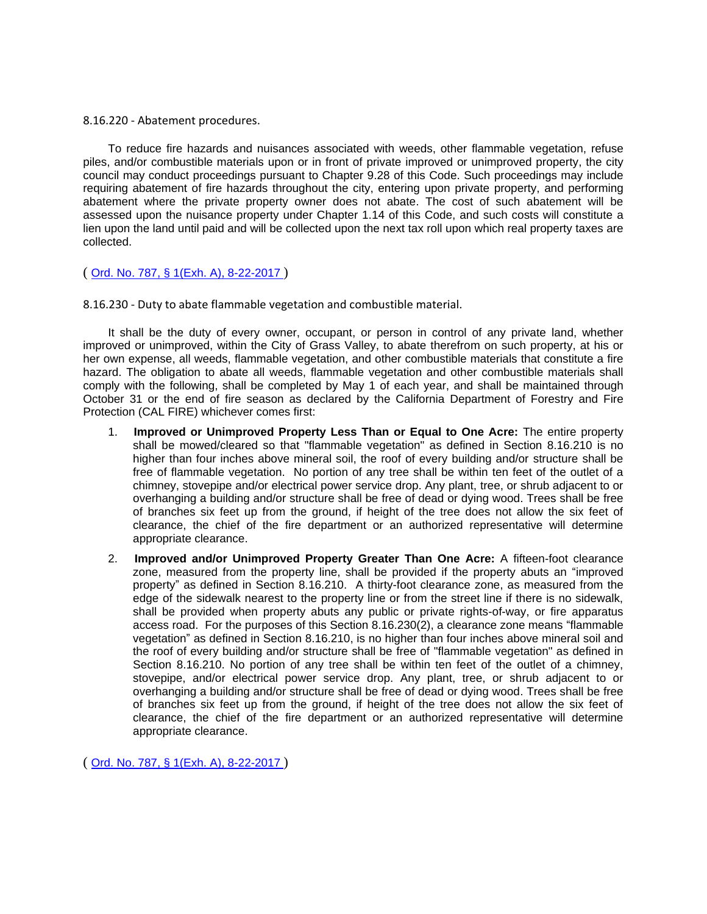8.16.220 - Abatement procedures.

To reduce fire hazards and nuisances associated with weeds, other flammable vegetation, refuse piles, and/or combustible materials upon or in front of private improved or unimproved property, the city council may conduct proceedings pursuant to Chapter 9.28 of this Code. Such proceedings may include requiring abatement of fire hazards throughout the city, entering upon private property, and performing abatement where the private property owner does not abate. The cost of such abatement will be assessed upon the nuisance property under Chapter 1.14 of this Code, and such costs will constitute a lien upon the land until paid and will be collected upon the next tax roll upon which real property taxes are collected.

( Ord. No. 787, § 1(Exh. A), 8-22-2017 )

8.16.230 - Duty to abate flammable vegetation and combustible material.

It shall be the duty of every owner, occupant, or person in control of any private land, whether improved or unimproved, within the City of Grass Valley, to abate therefrom on such property, at his or her own expense, all weeds, flammable vegetation, and other combustible materials that constitute a fire hazard. The obligation to abate all weeds, flammable vegetation and other combustible materials shall comply with the following, shall be completed by May 1 of each year, and shall be maintained through October 31 or the end of fire season as declared by the California Department of Forestry and Fire Protection (CAL FIRE) whichever comes first:

1. **Improved or Unimproved Property Less Than or Equal to One Acre:** The entire property shall be mowed/cleared so that "flammable vegetation" as defined in Section 8.16.210 is no higher than four inches above mineral soil, the roof of every building and/or structure shall be free of flammable vegetation. No portion of any tree shall be within ten feet of the outlet of a chimney, stovepipe and/or electrical power service drop. Any plant, tree, or shrub adjacent to or overhanging a building and/or structure shall be free of dead or dying wood. Trees shall be free of branches six feet up from the ground, if height of the tree does not allow the six feet of clearance, the chief of the fire department or an authorized representative will determine appropriate clearance.
2. **Improved and/or Unimproved Property Greater Than One Acre:** A fifteen-foot clearance zone, measured from the property line, shall be provided if the property abuts an "improved property" as defined in Section 8.16.210. A thirty-foot clearance zone, as measured from the edge of the sidewalk nearest to the property line or from the street line if there is no sidewalk, shall be provided when property abuts any public or private rights-of-way, or fire apparatus access road. For the purposes of this Section 8.16.230(2), a clearance zone means "flammable vegetation" as defined in Section 8.16.210, is no higher than four inches above mineral soil and the roof of every building and/or structure shall be free of "flammable vegetation" as defined in Section 8.16.210. No portion of any tree shall be within ten feet of the outlet of a chimney, stovepipe, and/or electrical power service drop. Any plant, tree, or shrub adjacent to or overhanging a building and/or structure shall be free of dead or dying wood. Trees shall be free of branches six feet up from the ground, if height of the tree does not allow the six feet of clearance, the chief of the fire department or an authorized representative will determine appropriate clearance.

( Ord. No. 787, § 1(Exh. A), 8-22-2017 )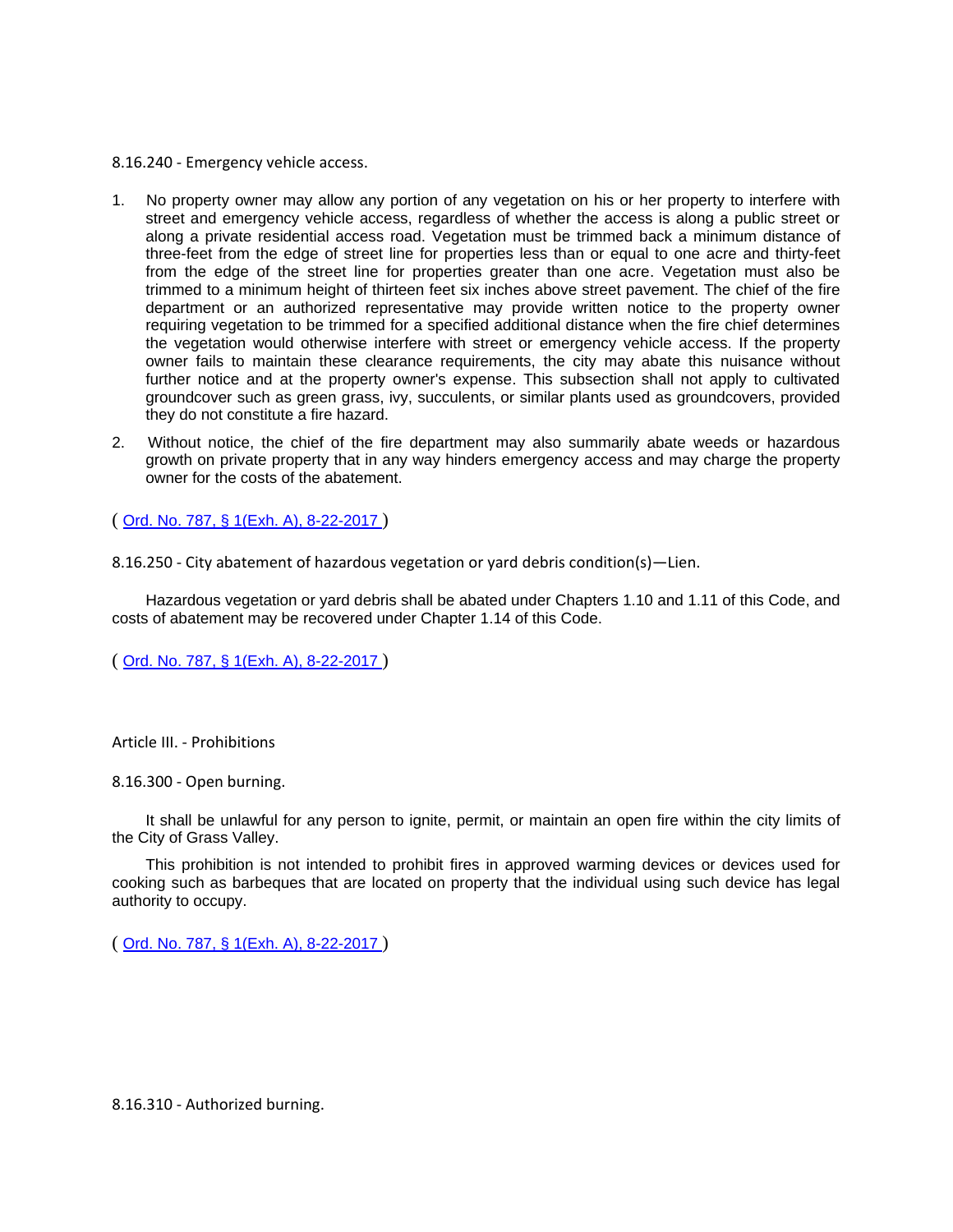8.16.240 - Emergency vehicle access.

1. No property owner may allow any portion of any vegetation on his or her property to interfere with street and emergency vehicle access, regardless of whether the access is along a public street or along a private residential access road. Vegetation must be trimmed back a minimum distance of three-feet from the edge of street line for properties less than or equal to one acre and thirty-feet from the edge of the street line for properties greater than one acre. Vegetation must also be trimmed to a minimum height of thirteen feet six inches above street pavement. The chief of the fire department or an authorized representative may provide written notice to the property owner requiring vegetation to be trimmed for a specified additional distance when the fire chief determines the vegetation would otherwise interfere with street or emergency vehicle access. If the property owner fails to maintain these clearance requirements, the city may abate this nuisance without further notice and at the property owner's expense. This subsection shall not apply to cultivated groundcover such as green grass, ivy, succulents, or similar plants used as groundcovers, provided they do not constitute a fire hazard.
2. Without notice, the chief of the fire department may also summarily abate weeds or hazardous growth on private property that in any way hinders emergency access and may charge the property owner for the costs of the abatement.

( Ord. No. 787, § 1(Exh. A), 8-22-2017 )

8.16.250 - City abatement of hazardous vegetation or yard debris condition(s)—Lien.

Hazardous vegetation or yard debris shall be abated under Chapters 1.10 and 1.11 of this Code, and costs of abatement may be recovered under Chapter 1.14 of this Code.

( Ord. No. 787, § 1(Exh. A), 8-22-2017 )

Article III. - Prohibitions

8.16.300 - Open burning.

It shall be unlawful for any person to ignite, permit, or maintain an open fire within the city limits of the City of Grass Valley.

This prohibition is not intended to prohibit fires in approved warming devices or devices used for cooking such as barbeques that are located on property that the individual using such device has legal authority to occupy.

( Ord. No. 787, § 1(Exh. A), 8-22-2017 )

8.16.310 - Authorized burning.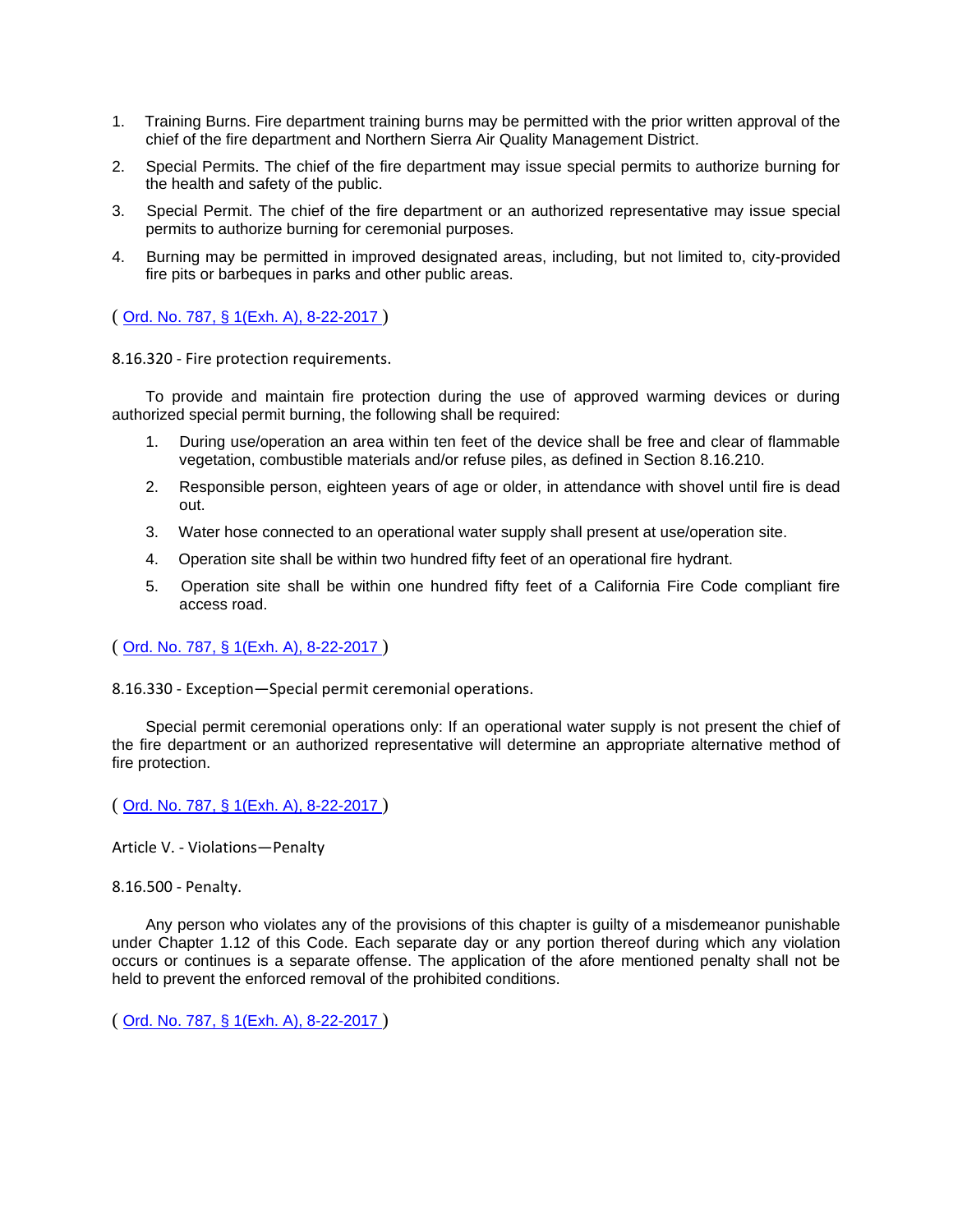1. Training Burns. Fire department training burns may be permitted with the prior written approval of the chief of the fire department and Northern Sierra Air Quality Management District.
2. Special Permits. The chief of the fire department may issue special permits to authorize burning for the health and safety of the public.
3. Special Permit. The chief of the fire department or an authorized representative may issue special permits to authorize burning for ceremonial purposes.
4. Burning may be permitted in improved designated areas, including, but not limited to, city-provided fire pits or barbeques in parks and other public areas.

( Ord. No. 787, § 1(Exh. A), 8-22-2017 )

8.16.320 - Fire protection requirements.

To provide and maintain fire protection during the use of approved warming devices or during authorized special permit burning, the following shall be required:

1. During use/operation an area within ten feet of the device shall be free and clear of flammable vegetation, combustible materials and/or refuse piles, as defined in Section 8.16.210.
2. Responsible person, eighteen years of age or older, in attendance with shovel until fire is dead out.
3. Water hose connected to an operational water supply shall present at use/operation site.
4. Operation site shall be within two hundred fifty feet of an operational fire hydrant.
5. Operation site shall be within one hundred fifty feet of a California Fire Code compliant fire access road.

( Ord. No. 787, § 1(Exh. A), 8-22-2017 )

8.16.330 - Exception—Special permit ceremonial operations.

Special permit ceremonial operations only: If an operational water supply is not present the chief of the fire department or an authorized representative will determine an appropriate alternative method of fire protection.

( Ord. No. 787, § 1(Exh. A), 8-22-2017 )

Article V. - Violations—Penalty

8.16.500 - Penalty.

Any person who violates any of the provisions of this chapter is guilty of a misdemeanor punishable under Chapter 1.12 of this Code. Each separate day or any portion thereof during which any violation occurs or continues is a separate offense. The application of the afore mentioned penalty shall not be held to prevent the enforced removal of the prohibited conditions.

( Ord. No. 787, § 1(Exh. A), 8-22-2017 )